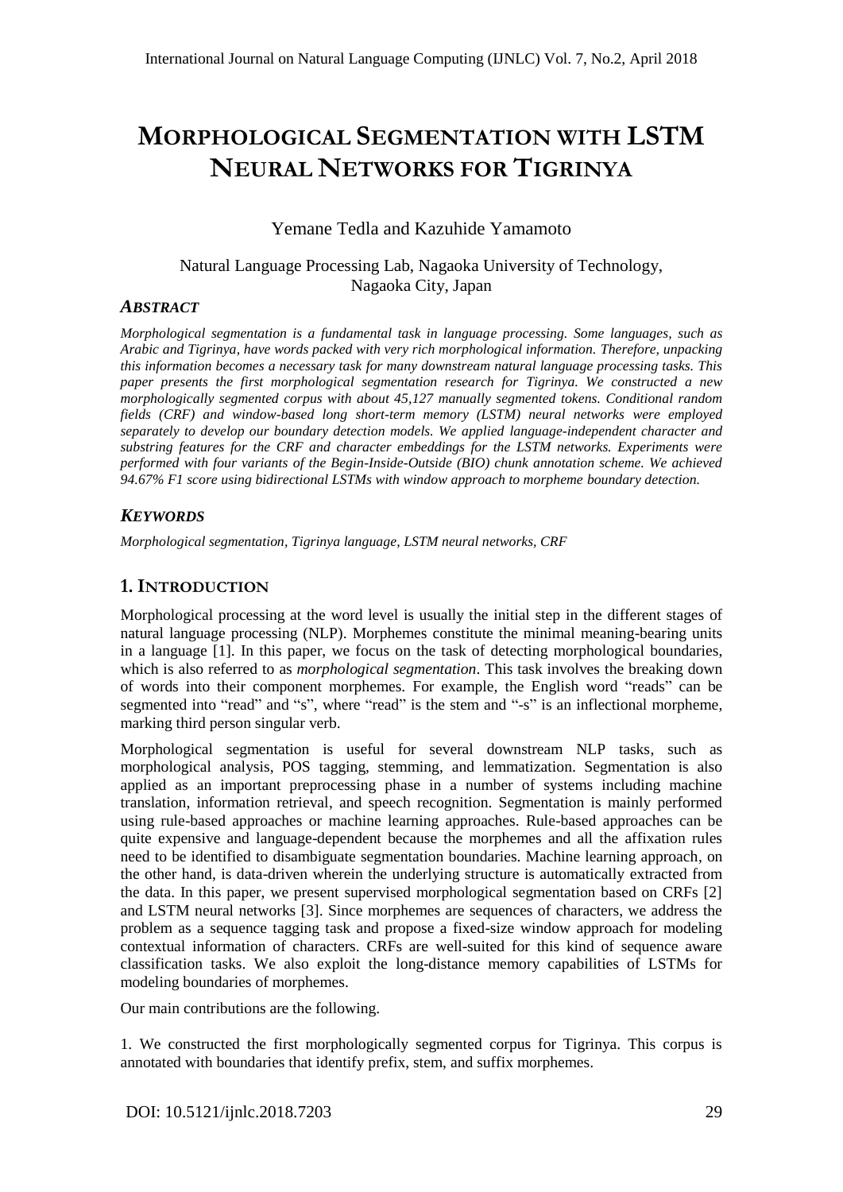# MORPHOLOGICAL SEGMENTATION WITH LSTM NEURAL NETWORKS FOR TIGRINYA

Yemane Tedla and Kazuhide Yamamoto

Natural Language Processing Lab, Nagaoka University of Technology, Nagaoka City, Japan

### *ABSTRACT*

*Morphological segmentation is a fundamental task in language processing. Some languages, such as Arabic and Tigrinya, have words packed with very rich morphological information. Therefore, unpacking this information becomes a necessary task for many downstream natural language processing tasks. This paper presents the first morphological segmentation research for Tigrinya. We constructed a new morphologically segmented corpus with about 45,127 manually segmented tokens. Conditional random fields (CRF) and window-based long short-term memory (LSTM) neural networks were employed separately to develop our boundary detection models. We applied language-independent character and substring features for the CRF and character embeddings for the LSTM networks. Experiments were performed with four variants of the Begin-Inside-Outside (BIO) chunk annotation scheme. We achieved 94.67% F1 score using bidirectional LSTMs with window approach to morpheme boundary detection.*

### *KEYWORDS*

*Morphological segmentation, Tigrinya language, LSTM neural networks, CRF*

## 1. INTRODUCTION

Morphological processing at the word level is usually the initial step in the different stages of natural language processing (NLP). Morphemes constitute the minimal meaning-bearing units in a language [1]. In this paper, we focus on the task of detecting morphological boundaries, which is also referred to as *morphological segmentation*. This task involves the breaking down of words into their component morphemes. For example, the English word "reads" can be segmented into "read" and "s", where "read" is the stem and "-s" is an inflectional morpheme, marking third person singular verb.

Morphological segmentation is useful for several downstream NLP tasks, such as morphological analysis, POS tagging, stemming, and lemmatization. Segmentation is also applied as an important preprocessing phase in a number of systems including machine translation, information retrieval, and speech recognition. Segmentation is mainly performed using rule-based approaches or machine learning approaches. Rule-based approaches can be quite expensive and language-dependent because the morphemes and all the affixation rules need to be identified to disambiguate segmentation boundaries. Machine learning approach, on the other hand, is data-driven wherein the underlying structure is automatically extracted from the data. In this paper, we present supervised morphological segmentation based on CRFs [2] and LSTM neural networks [3]. Since morphemes are sequences of characters, we address the problem as a sequence tagging task and propose a fixed-size window approach for modeling contextual information of characters. CRFs are well-suited for this kind of sequence aware classification tasks. We also exploit the long-distance memory capabilities of LSTMs for modeling boundaries of morphemes.

Our main contributions are the following.

1. We constructed the first morphologically segmented corpus for Tigrinya. This corpus is annotated with boundaries that identify prefix, stem, and suffix morphemes.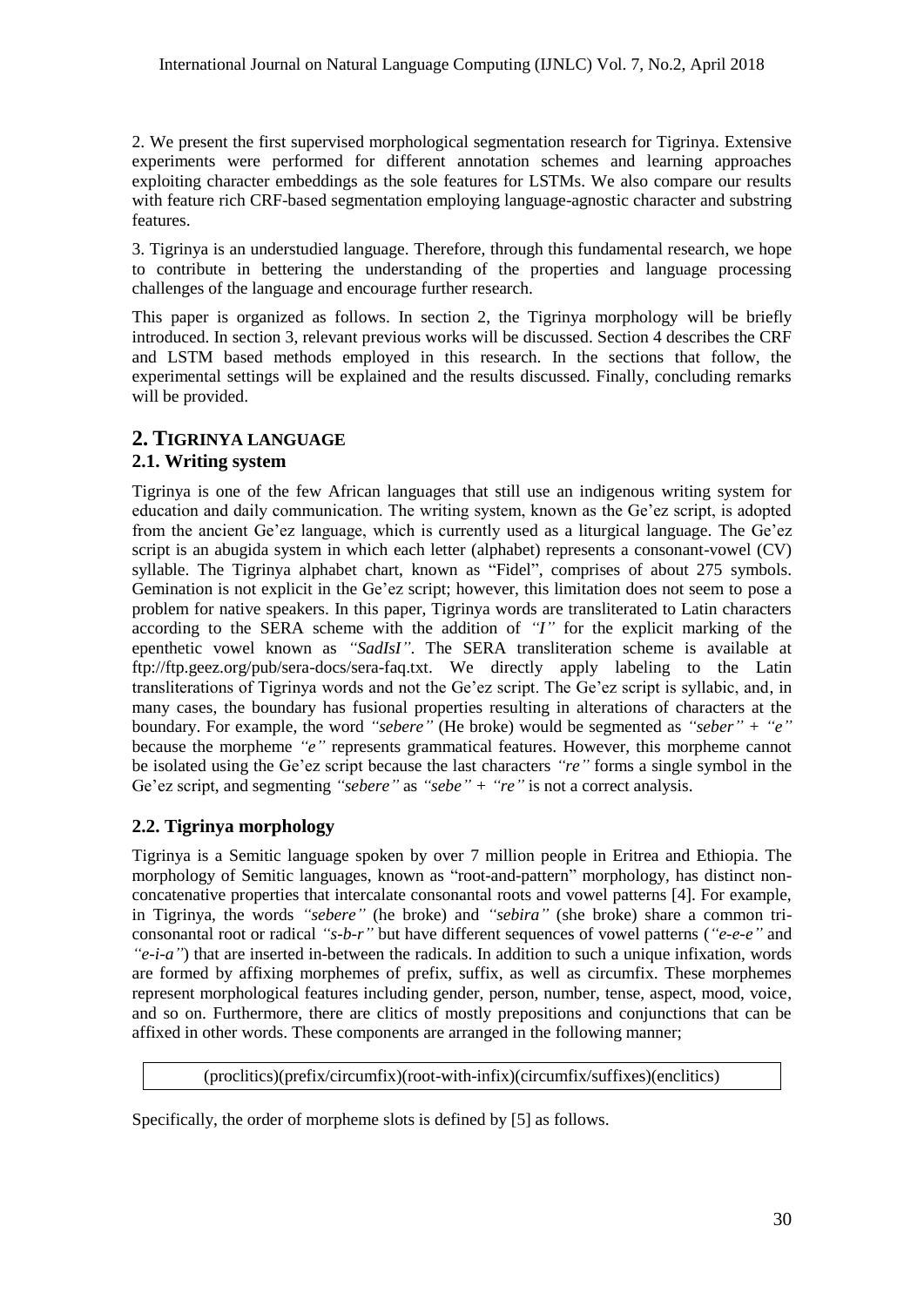2. We present the first supervised morphological segmentation research for Tigrinya. Extensive experiments were performed for different annotation schemes and learning approaches exploiting character embeddings as the sole features for LSTMs. We also compare our results with feature rich CRF-based segmentation employing language-agnostic character and substring features.

3. Tigrinya is an understudied language. Therefore, through this fundamental research, we hope to contribute in bettering the understanding of the properties and language processing challenges of the language and encourage further research.

This paper is organized as follows. In section 2, the Tigrinya morphology will be briefly introduced. In section 3, relevant previous works will be discussed. Section 4 describes the CRF and LSTM based methods employed in this research. In the sections that follow, the experimental settings will be explained and the results discussed. Finally, concluding remarks will be provided.

# 2. TIGRINYA LANGUAGE

## 2.1. Writing system

Tigrinya is one of the few African languages that still use an indigenous writing system for education and daily communication. The writing system, known as the Ge'ez script, is adopted from the ancient Ge'ez language, which is currently used as a liturgical language. The Ge'ez script is an abugida system in which each letter (alphabet) represents a consonant-vowel (CV) syllable. The Tigrinya alphabet chart, known as "Fidel", comprises of about 275 symbols. Gemination is not explicit in the Ge'ez script; however, this limitation does not seem to pose a problem for native speakers. In this paper, Tigrinya words are transliterated to Latin characters according to the SERA scheme with the addition of *"I"* for the explicit marking of the epenthetic vowel known as *"SadIsI"*. The SERA transliteration scheme is available at ftp://ftp.geez.org/pub/sera-docs/sera-faq.txt. We directly apply labeling to the Latin transliterations of Tigrinya words and not the Ge'ez script. The Ge'ez script is syllabic, and, in many cases, the boundary has fusional properties resulting in alterations of characters at the boundary. For example, the word *"sebere"* (He broke) would be segmented as *"seber"* + *"e"* because the morpheme *"e"* represents grammatical features. However, this morpheme cannot be isolated using the Ge'ez script because the last characters *"re"* forms a single symbol in the Ge'ez script, and segmenting *"sebere"* as *"sebe"* + *"re"* is not a correct analysis.

## 2.2. Tigrinya morphology

Tigrinya is a Semitic language spoken by over 7 million people in Eritrea and Ethiopia. The morphology of Semitic languages, known as "root-and-pattern" morphology, has distinct non-concatenative properties that intercalate consonantal roots and vowel patterns [4]. For example, in Tigrinya, the words *"sebere"* (he broke) and *"sebira"* (she broke) share a common tri-consonantal root or radical *"s-b-r"* but have different sequences of vowel patterns (*"e-e-e"* and *"e-i-a"*) that are inserted in-between the radicals. In addition to such a unique infixation, words are formed by affixing morphemes of prefix, suffix, as well as circumfix. These morphemes represent morphological features including gender, person, number, tense, aspect, mood, voice, and so on. Furthermore, there are clitics of mostly prepositions and conjunctions that can be affixed in other words. These components are arranged in the following manner;

(proclitics)(prefix/circumfix)(root-with-infix)(circumfix/suffixes)(enclitics)

Specifically, the order of morpheme slots is defined by [5] as follows.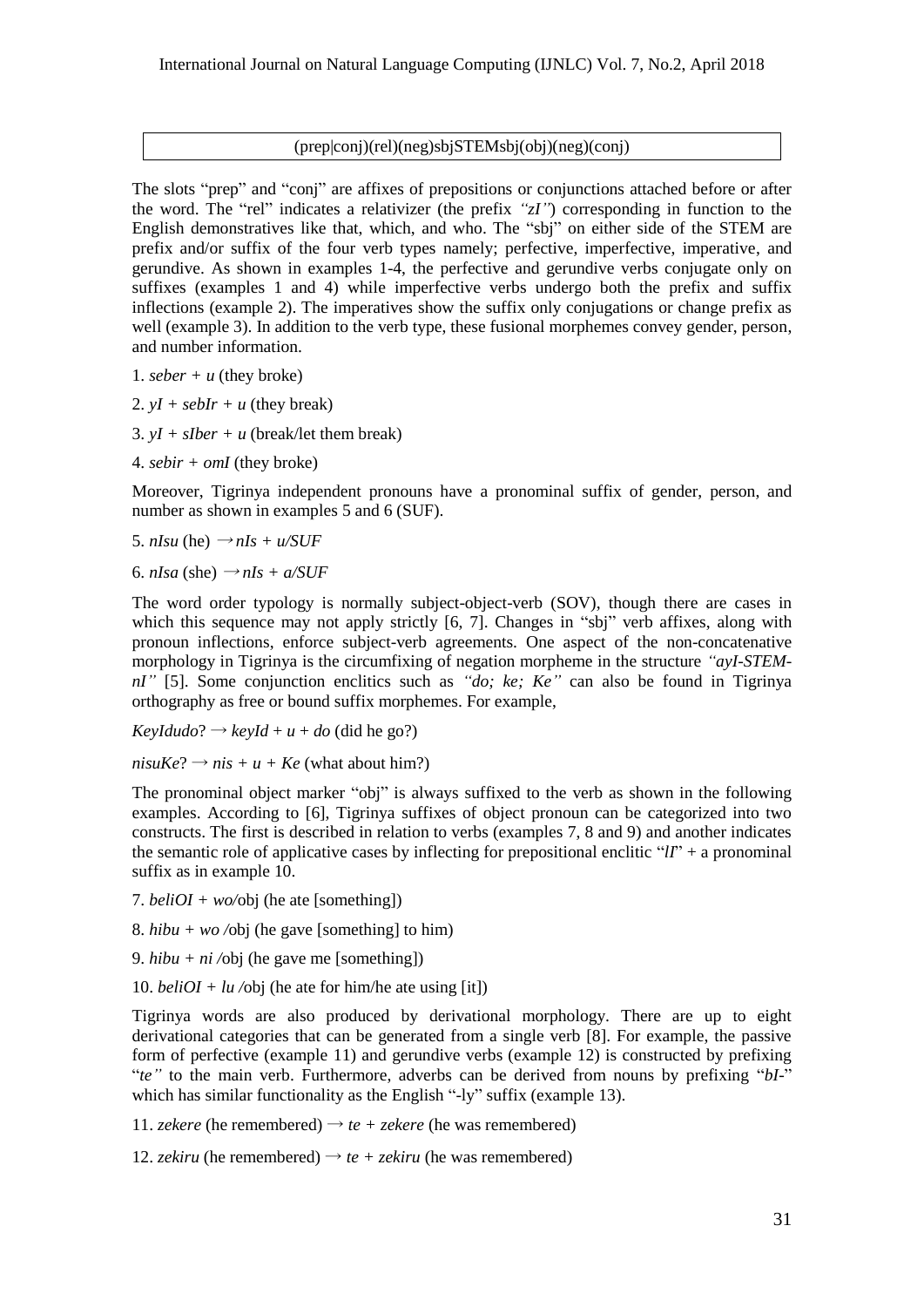| (prep\|conj)(rel)(neg)sbjSTEMsbj(obj)(neg)(conj) |
|---|

The slots "prep" and "conj" are affixes of prepositions or conjunctions attached before or after the word. The "rel" indicates a relativizer (the prefix *"zI"*) corresponding in function to the English demonstratives like that, which, and who. The "sbj" on either side of the STEM are prefix and/or suffix of the four verb types namely; perfective, imperfective, imperative, and gerundive. As shown in examples 1-4, the perfective and gerundive verbs conjugate only on suffixes (examples 1 and 4) while imperfective verbs undergo both the prefix and suffix inflections (example 2). The imperatives show the suffix only conjugations or change prefix as well (example 3). In addition to the verb type, these fusional morphemes convey gender, person, and number information.

1. *seber + u* (they broke)

2. *yI + sebIr + u* (they break)

3. *yI + sIber + u* (break/let them break)

4. *sebir + omI* (they broke)

Moreover, Tigrinya independent pronouns have a pronominal suffix of gender, person, and number as shown in examples 5 and 6 (SUF).

5. *nIsu* (he) → *nIs + u/SUF*

6. *nIsa* (she) → *nIs + a/SUF*

The word order typology is normally subject-object-verb (SOV), though there are cases in which this sequence may not apply strictly [6, 7]. Changes in "sbj" verb affixes, along with pronoun inflections, enforce subject-verb agreements. One aspect of the non-concatenative morphology in Tigrinya is the circumfixing of negation morpheme in the structure *"ayI-STEM-nI"* [5]. Some conjunction enclitics such as *"do; ke; Ke"* can also be found in Tigrinya orthography as free or bound suffix morphemes. For example,

*KeyIdudo*? → *keyId + u + do* (did he go?)

*nisuKe*? → *nis + u + Ke* (what about him?)

The pronominal object marker "obj" is always suffixed to the verb as shown in the following examples. According to [6], Tigrinya suffixes of object pronoun can be categorized into two constructs. The first is described in relation to verbs (examples 7, 8 and 9) and another indicates the semantic role of applicative cases by inflecting for prepositional enclitic "*lI*" + a pronominal suffix as in example 10.

7. *beliOI + wo/*obj (he ate [something])

8. *hibu + wo /*obj (he gave [something] to him)

9. *hibu + ni /*obj (he gave me [something])

10. *beliOI + lu /*obj (he ate for him/he ate using [it])

Tigrinya words are also produced by derivational morphology. There are up to eight derivational categories that can be generated from a single verb [8]. For example, the passive form of perfective (example 11) and gerundive verbs (example 12) is constructed by prefixing "*te"* to the main verb. Furthermore, adverbs can be derived from nouns by prefixing "*bI-*" which has similar functionality as the English "-ly" suffix (example 13).

11. *zekere* (he remembered) → *te + zekere* (he was remembered)

12. *zekiru* (he remembered) → *te + zekiru* (he was remembered)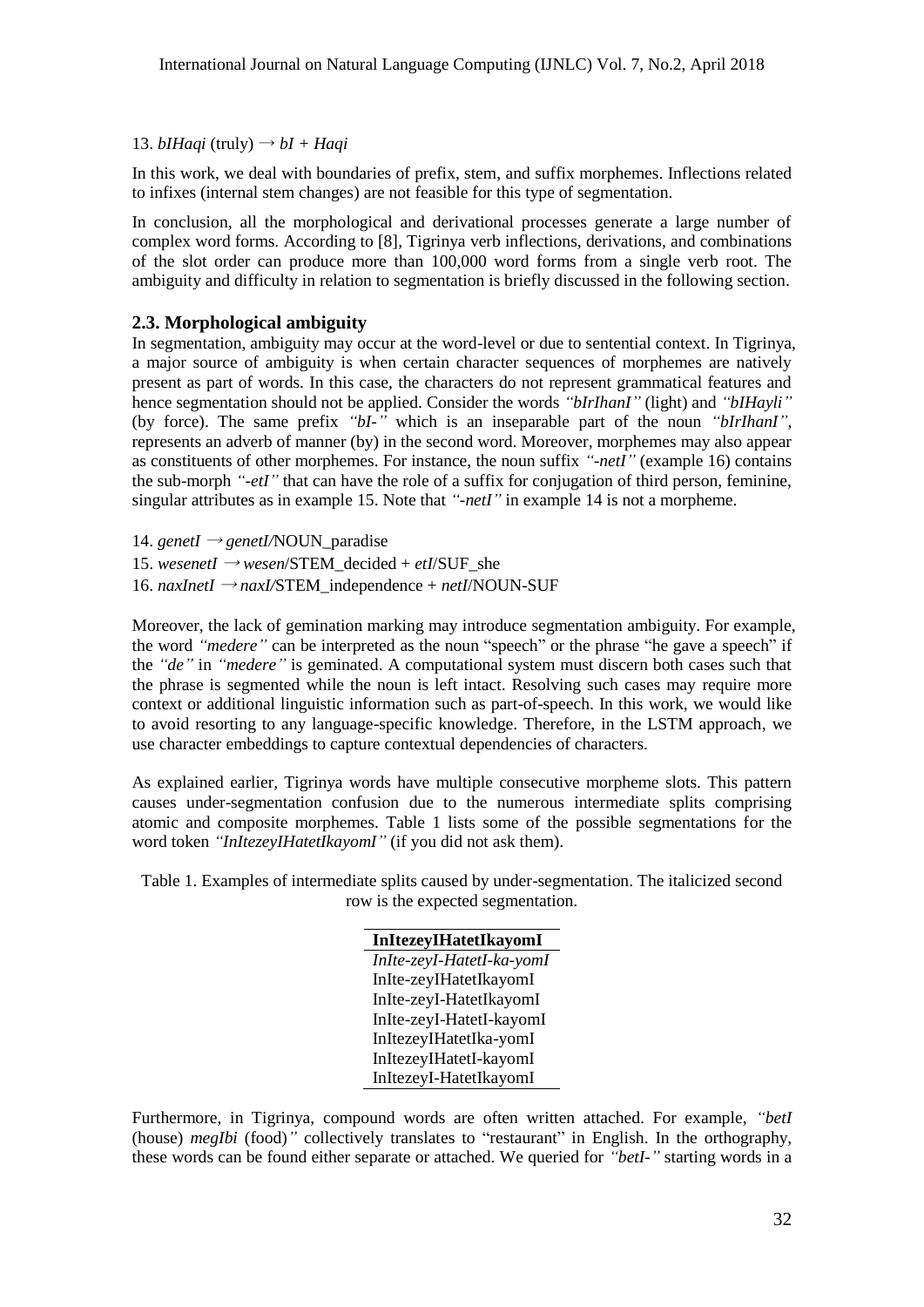13. *bIHaqi* (truly) → *bI + Haqi*

In this work, we deal with boundaries of prefix, stem, and suffix morphemes. Inflections related to infixes (internal stem changes) are not feasible for this type of segmentation.

In conclusion, all the morphological and derivational processes generate a large number of complex word forms. According to [8], Tigrinya verb inflections, derivations, and combinations of the slot order can produce more than 100,000 word forms from a single verb root. The ambiguity and difficulty in relation to segmentation is briefly discussed in the following section.

### 2.3. Morphological ambiguity

In segmentation, ambiguity may occur at the word-level or due to sentential context. In Tigrinya, a major source of ambiguity is when certain character sequences of morphemes are natively present as part of words. In this case, the characters do not represent grammatical features and hence segmentation should not be applied. Consider the words *"bIrIhanI"* (light) and *"bIHayli"* (by force). The same prefix *"bI-"* which is an inseparable part of the noun *"bIrIhanI"*, represents an adverb of manner (by) in the second word. Moreover, morphemes may also appear as constituents of other morphemes. For instance, the noun suffix *"-netI"* (example 16) contains the sub-morph *"-etI"* that can have the role of a suffix for conjugation of third person, feminine, singular attributes as in example 15. Note that *"-netI"* in example 14 is not a morpheme.

14. *genetI* → *genetI*/NOUN_paradise
15. *wesenetI* → *wesen*/STEM_decided + *etI*/SUF_she
16. *naxInetI* → *naxI*/STEM_independence + *netI*/NOUN-SUF

Moreover, the lack of gemination marking may introduce segmentation ambiguity. For example, the word *"medere"* can be interpreted as the noun "speech" or the phrase "he gave a speech" if the *"de"* in *"medere"* is geminated. A computational system must discern both cases such that the phrase is segmented while the noun is left intact. Resolving such cases may require more context or additional linguistic information such as part-of-speech. In this work, we would like to avoid resorting to any language-specific knowledge. Therefore, in the LSTM approach, we use character embeddings to capture contextual dependencies of characters.

As explained earlier, Tigrinya words have multiple consecutive morpheme slots. This pattern causes under-segmentation confusion due to the numerous intermediate splits comprising atomic and composite morphemes. Table 1 lists some of the possible segmentations for the word token *"InItezeyIHatetIkayomI"* (if you did not ask them).

Table 1. Examples of intermediate splits caused by under-segmentation. The italicized second row is the expected segmentation.

| **InItezeyIHatetIkayomI** |
|---|
| *InIte-zeyI-HatetI-ka-yomI* |
| InIte-zeyIHatetIkayomI |
| InIte-zeyI-HatetIkayomI |
| InIte-zeyI-HatetI-kayomI |
| InItezeyIHatetIka-yomI |
| InItezeyIHatetI-kayomI |
| InItezeyI-HatetIkayomI |

Furthermore, in Tigrinya, compound words are often written attached. For example, *"betI* (house) *megIbi* (food)*"* collectively translates to "restaurant" in English. In the orthography, these words can be found either separate or attached. We queried for *"betI-"* starting words in a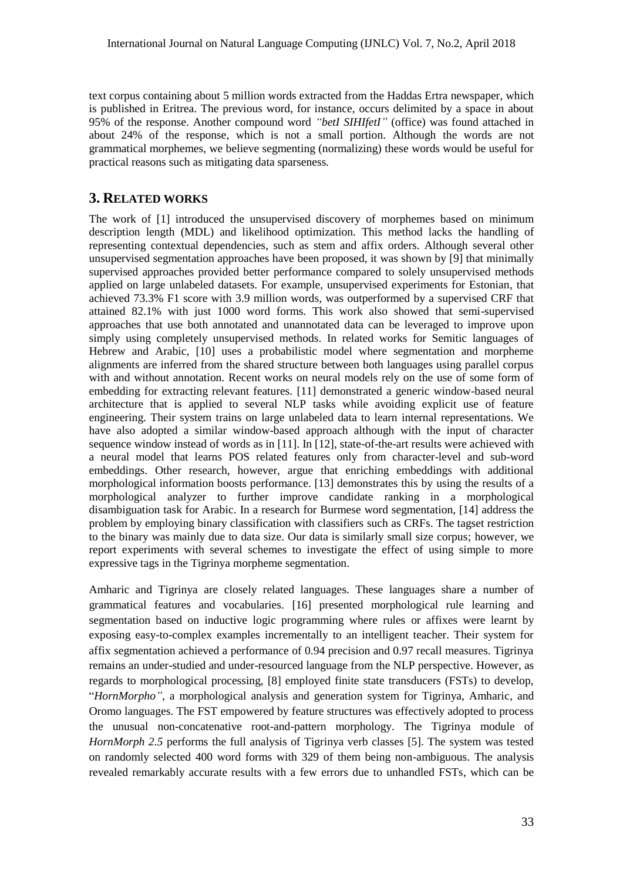text corpus containing about 5 million words extracted from the Haddas Ertra newspaper, which is published in Eritrea. The previous word, for instance, occurs delimited by a space in about 95% of the response. Another compound word *"betI SIHIfetI"* (office) was found attached in about 24% of the response, which is not a small portion. Although the words are not grammatical morphemes, we believe segmenting (normalizing) these words would be useful for practical reasons such as mitigating data sparseness.

## 3. RELATED WORKS

The work of [1] introduced the unsupervised discovery of morphemes based on minimum description length (MDL) and likelihood optimization. This method lacks the handling of representing contextual dependencies, such as stem and affix orders. Although several other unsupervised segmentation approaches have been proposed, it was shown by [9] that minimally supervised approaches provided better performance compared to solely unsupervised methods applied on large unlabeled datasets. For example, unsupervised experiments for Estonian, that achieved 73.3% F1 score with 3.9 million words, was outperformed by a supervised CRF that attained 82.1% with just 1000 word forms. This work also showed that semi-supervised approaches that use both annotated and unannotated data can be leveraged to improve upon simply using completely unsupervised methods. In related works for Semitic languages of Hebrew and Arabic, [10] uses a probabilistic model where segmentation and morpheme alignments are inferred from the shared structure between both languages using parallel corpus with and without annotation. Recent works on neural models rely on the use of some form of embedding for extracting relevant features. [11] demonstrated a generic window-based neural architecture that is applied to several NLP tasks while avoiding explicit use of feature engineering. Their system trains on large unlabeled data to learn internal representations. We have also adopted a similar window-based approach although with the input of character sequence window instead of words as in [11]. In [12], state-of-the-art results were achieved with a neural model that learns POS related features only from character-level and sub-word embeddings. Other research, however, argue that enriching embeddings with additional morphological information boosts performance. [13] demonstrates this by using the results of a morphological analyzer to further improve candidate ranking in a morphological disambiguation task for Arabic. In a research for Burmese word segmentation, [14] address the problem by employing binary classification with classifiers such as CRFs. The tagset restriction to the binary was mainly due to data size. Our data is similarly small size corpus; however, we report experiments with several schemes to investigate the effect of using simple to more expressive tags in the Tigrinya morpheme segmentation.

Amharic and Tigrinya are closely related languages. These languages share a number of grammatical features and vocabularies. [16] presented morphological rule learning and segmentation based on inductive logic programming where rules or affixes were learnt by exposing easy-to-complex examples incrementally to an intelligent teacher. Their system for affix segmentation achieved a performance of 0.94 precision and 0.97 recall measures. Tigrinya remains an under-studied and under-resourced language from the NLP perspective. However, as regards to morphological processing, [8] employed finite state transducers (FSTs) to develop, "*HornMorpho"*, a morphological analysis and generation system for Tigrinya, Amharic, and Oromo languages. The FST empowered by feature structures was effectively adopted to process the unusual non-concatenative root-and-pattern morphology. The Tigrinya module of *HornMorph 2.5* performs the full analysis of Tigrinya verb classes [5]. The system was tested on randomly selected 400 word forms with 329 of them being non-ambiguous. The analysis revealed remarkably accurate results with a few errors due to unhandled FSTs, which can be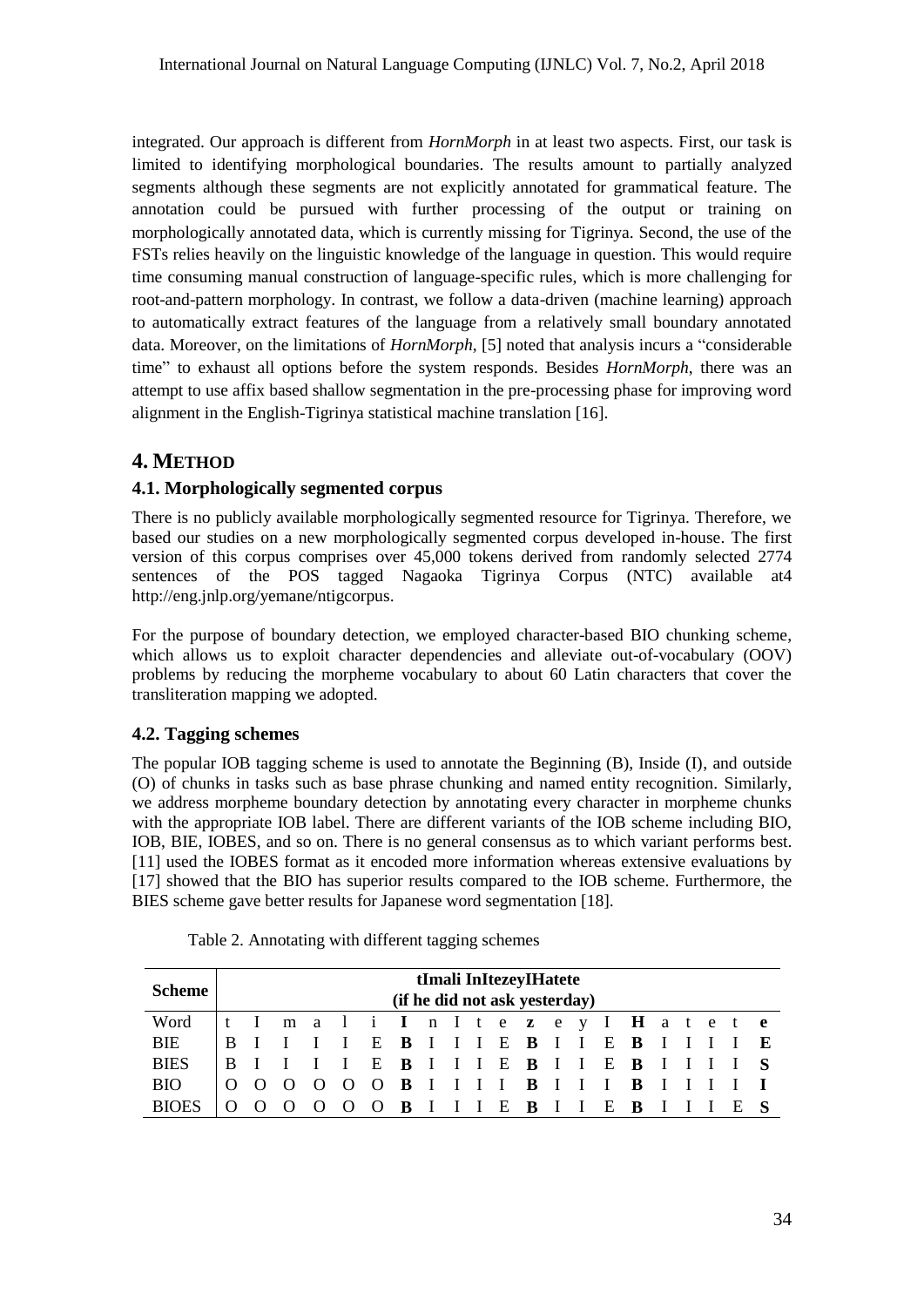integrated. Our approach is different from *HornMorph* in at least two aspects. First, our task is limited to identifying morphological boundaries. The results amount to partially analyzed segments although these segments are not explicitly annotated for grammatical feature. The annotation could be pursued with further processing of the output or training on morphologically annotated data, which is currently missing for Tigrinya. Second, the use of the FSTs relies heavily on the linguistic knowledge of the language in question. This would require time consuming manual construction of language-specific rules, which is more challenging for root-and-pattern morphology. In contrast, we follow a data-driven (machine learning) approach to automatically extract features of the language from a relatively small boundary annotated data. Moreover, on the limitations of *HornMorph*, [5] noted that analysis incurs a "considerable time" to exhaust all options before the system responds. Besides *HornMorph*, there was an attempt to use affix based shallow segmentation in the pre-processing phase for improving word alignment in the English-Tigrinya statistical machine translation [16].

# 4. METHOD

## 4.1. Morphologically segmented corpus

There is no publicly available morphologically segmented resource for Tigrinya. Therefore, we based our studies on a new morphologically segmented corpus developed in-house. The first version of this corpus comprises over 45,000 tokens derived from randomly selected 2774 sentences of the POS tagged Nagaoka Tigrinya Corpus (NTC) available at4 http://eng.jnlp.org/yemane/ntigcorpus.

For the purpose of boundary detection, we employed character-based BIO chunking scheme, which allows us to exploit character dependencies and alleviate out-of-vocabulary (OOV) problems by reducing the morpheme vocabulary to about 60 Latin characters that cover the transliteration mapping we adopted.

## 4.2. Tagging schemes

The popular IOB tagging scheme is used to annotate the Beginning (B), Inside (I), and outside (O) of chunks in tasks such as base phrase chunking and named entity recognition. Similarly, we address morpheme boundary detection by annotating every character in morpheme chunks with the appropriate IOB label. There are different variants of the IOB scheme including BIO, IOB, BIE, IOBES, and so on. There is no general consensus as to which variant performs best. [11] used the IOBES format as it encoded more information whereas extensive evaluations by [17] showed that the BIO has superior results compared to the IOB scheme. Furthermore, the BIES scheme gave better results for Japanese word segmentation [18].

Table 2. Annotating with different tagging schemes

| Scheme | **tImali InItezeyIHatete (if he did not ask yesterday)** | | | | | | | | | | | | | | | | | | | | | |
|---|---|---|---|---|---|---|---|---|---|---|---|---|---|---|---|---|---|---|---|---|---|---|
| Word | t | I | m | a | l | i | **I** | n | I | t | e | **z** | e | y | I | **H** | a | t | e | t | **e** |
| BIE | B | I | I | I | I | E | **B** | I | I | I | E | **B** | I | I | E | **B** | I | I | I | I | **E** |
| BIES | B | I | I | I | I | E | **B** | I | I | I | E | **B** | I | I | E | **B** | I | I | I | I | **S** |
| BIO | O | O | O | O | O | O | **B** | I | I | I | I | **B** | I | I | I | **B** | I | I | I | I | **I** |
| BIOES | O | O | O | O | O | O | **B** | I | I | I | E | **B** | I | I | E | **B** | I | I | I | E | **S** |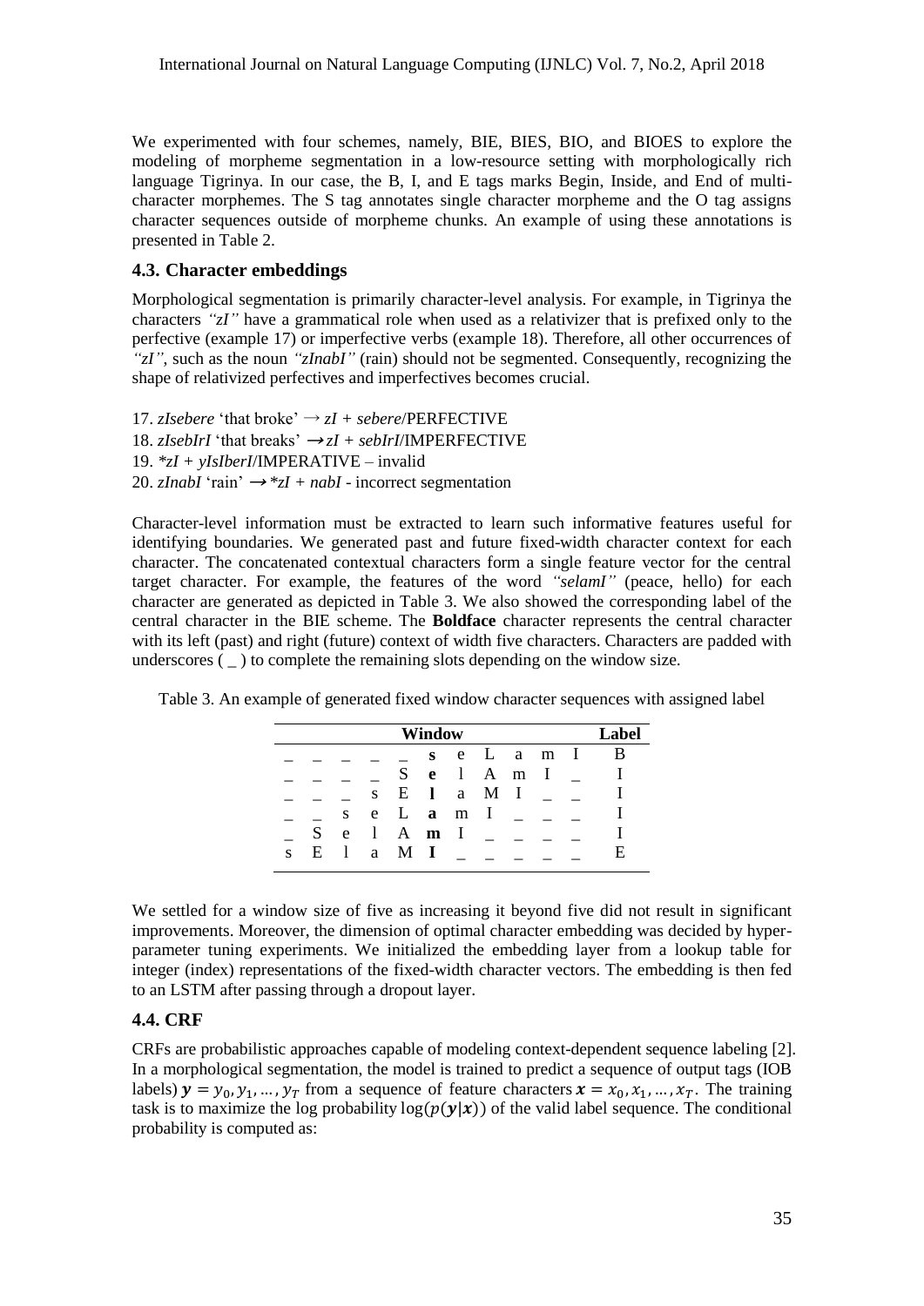We experimented with four schemes, namely, BIE, BIES, BIO, and BIOES to explore the modeling of morpheme segmentation in a low-resource setting with morphologically rich language Tigrinya. In our case, the B, I, and E tags marks Begin, Inside, and End of multi-character morphemes. The S tag annotates single character morpheme and the O tag assigns character sequences outside of morpheme chunks. An example of using these annotations is presented in Table 2.

### 4.3. Character embeddings

Morphological segmentation is primarily character-level analysis. For example, in Tigrinya the characters *"zI"* have a grammatical role when used as a relativizer that is prefixed only to the perfective (example 17) or imperfective verbs (example 18). Therefore, all other occurrences of *"zI"*, such as the noun *"zInabI"* (rain) should not be segmented. Consequently, recognizing the shape of relativized perfectives and imperfectives becomes crucial.

17. *zIsebere* 'that broke' → *zI* + *sebere*/PERFECTIVE
18. *zIsebIrI* 'that breaks' → *zI* + *sebIrI*/IMPERFECTIVE
19. **zI* + *yIsIberI*/IMPERATIVE – invalid
20. *zInabI* 'rain' → **zI* + *nabI* - incorrect segmentation

Character-level information must be extracted to learn such informative features useful for identifying boundaries. We generated past and future fixed-width character context for each character. The concatenated contextual characters form a single feature vector for the central target character. For example, the features of the word *"selamI"* (peace, hello) for each character are generated as depicted in Table 3. We also showed the corresponding label of the central character in the BIE scheme. The **Boldface** character represents the central character with its left (past) and right (future) context of width five characters. Characters are padded with underscores ( _ ) to complete the remaining slots depending on the window size.

Table 3. An example of generated fixed window character sequences with assigned label

| Window | | | | | | | | | | | Label |
|---|---|---|---|---|---|---|---|---|---|---|---|
| _ | _ | _ | _ | _ | **s** | e | L | a | m | I | B |
| _ | _ | _ | _ | S | **e** | l | A | m | I | _ | I |
| _ | _ | _ | s | E | **l** | a | M | I | _ | _ | I |
| _ | _ | s | e | L | **a** | m | I | _ | _ | _ | I |
| _ | S | e | l | A | **m** | I | _ | _ | _ | _ | I |
| s | E | l | a | M | **I** | _ | _ | _ | _ | _ | E |

We settled for a window size of five as increasing it beyond five did not result in significant improvements. Moreover, the dimension of optimal character embedding was decided by hyper-parameter tuning experiments. We initialized the embedding layer from a lookup table for integer (index) representations of the fixed-width character vectors. The embedding is then fed to an LSTM after passing through a dropout layer.

### 4.4. CRF

CRFs are probabilistic approaches capable of modeling context-dependent sequence labeling [2]. In a morphological segmentation, the model is trained to predict a sequence of output tags (IOB labels) $\boldsymbol{y} = y_0, y_1, \ldots, y_T$ from a sequence of feature characters $\boldsymbol{x} = x_0, x_1, \ldots, x_T$. The training task is to maximize the log probability $\log(p(\boldsymbol{y}|\boldsymbol{x}))$ of the valid label sequence. The conditional probability is computed as: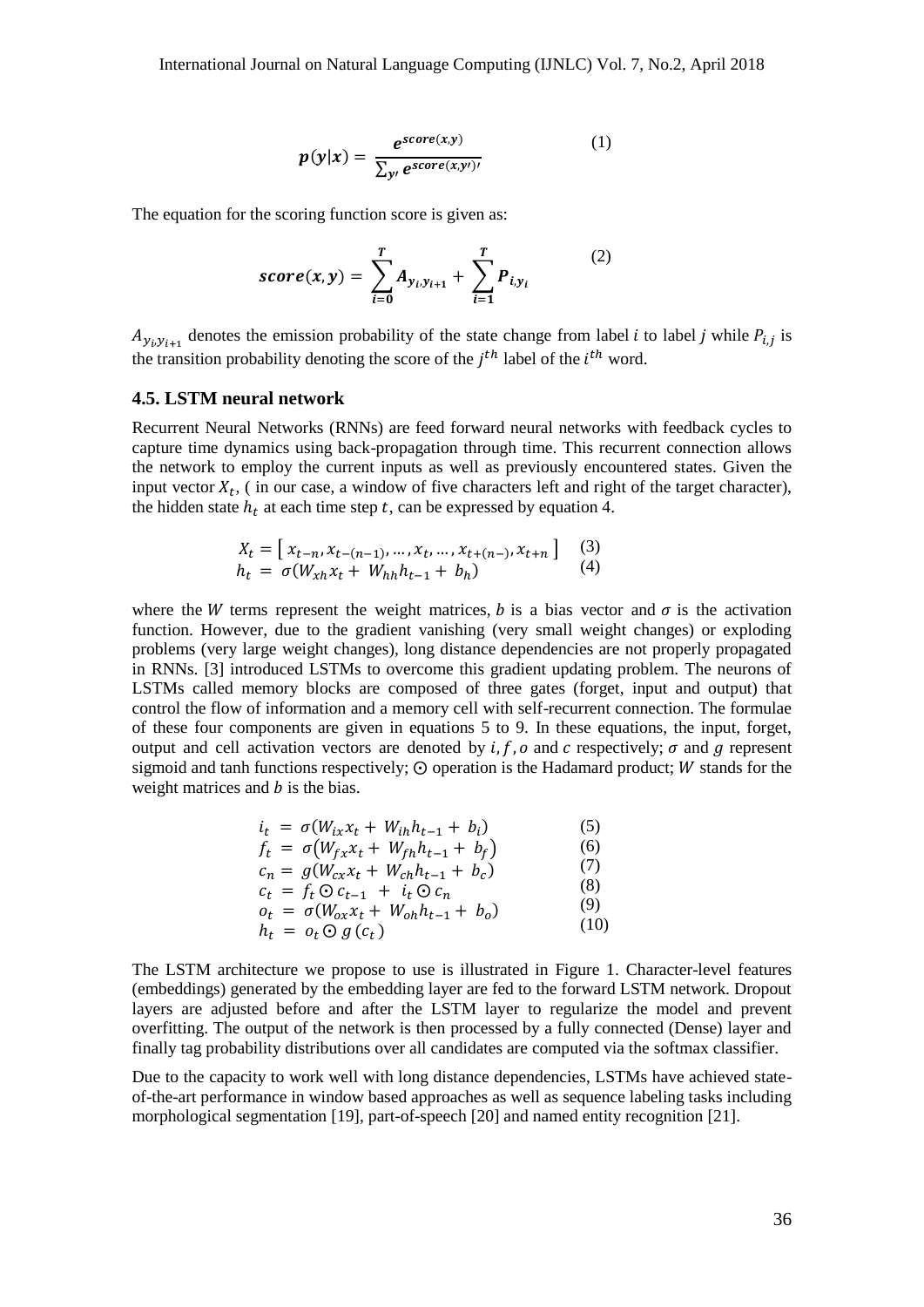$$p(y|x) = \frac{e^{score(x,y)}}{\sum_{y'} e^{score(x,y')'}} \qquad (1)$$

The equation for the scoring function score is given as:

$$score(x, y) = \sum_{i=0}^{T} A_{y_i, y_{i+1}} + \sum_{i=1}^{T} P_{i, y_i} \qquad (2)$$

$A_{y_i y_{i+1}}$ denotes the emission probability of the state change from label $i$ to label $j$ while $P_{i,j}$ is the transition probability denoting the score of the $j^{th}$ label of the $i^{th}$ word.

### 4.5. LSTM neural network

Recurrent Neural Networks (RNNs) are feed forward neural networks with feedback cycles to capture time dynamics using back-propagation through time. This recurrent connection allows the network to employ the current inputs as well as previously encountered states. Given the input vector $X_t$, ( in our case, a window of five characters left and right of the target character), the hidden state $h_t$ at each time step $t$, can be expressed by equation 4.

$$X_t = [\, x_{t-n}, x_{t-(n-1)}, \dots, x_t, \dots, x_{t+(n-)}, x_{t+n} \,] \qquad (3)$$

$$h_t = \sigma(W_{xh} x_t + W_{hh} h_{t-1} + b_h) \qquad (4)$$

where the $W$ terms represent the weight matrices, $b$ is a bias vector and $\sigma$ is the activation function. However, due to the gradient vanishing (very small weight changes) or exploding problems (very large weight changes), long distance dependencies are not properly propagated in RNNs. [3] introduced LSTMs to overcome this gradient updating problem. The neurons of LSTMs called memory blocks are composed of three gates (forget, input and output) that control the flow of information and a memory cell with self-recurrent connection. The formulae of these four components are given in equations 5 to 9. In these equations, the input, forget, output and cell activation vectors are denoted by $i, f, o$ and $c$ respectively; $\sigma$ and $g$ represent sigmoid and tanh functions respectively; $\odot$ operation is the Hadamard product; $W$ stands for the weight matrices and $b$ is the bias.

$$i_t = \sigma(W_{ix} x_t + W_{ih} h_{t-1} + b_i) \qquad (5)$$

$$f_t = \sigma(W_{fx} x_t + W_{fh} h_{t-1} + b_f) \qquad (6)$$

$$c_n = g(W_{cx} x_t + W_{ch} h_{t-1} + b_c) \qquad (7)$$

$$c_t = f_t \odot c_{t-1} + i_t \odot c_n \qquad (8)$$

$$o_t = \sigma(W_{ox} x_t + W_{oh} h_{t-1} + b_o) \qquad (9)$$

$$h_t = o_t \odot g(c_t) \qquad (10)$$

The LSTM architecture we propose to use is illustrated in Figure 1. Character-level features (embeddings) generated by the embedding layer are fed to the forward LSTM network. Dropout layers are adjusted before and after the LSTM layer to regularize the model and prevent overfitting. The output of the network is then processed by a fully connected (Dense) layer and finally tag probability distributions over all candidates are computed via the softmax classifier.

Due to the capacity to work well with long distance dependencies, LSTMs have achieved state-of-the-art performance in window based approaches as well as sequence labeling tasks including morphological segmentation [19], part-of-speech [20] and named entity recognition [21].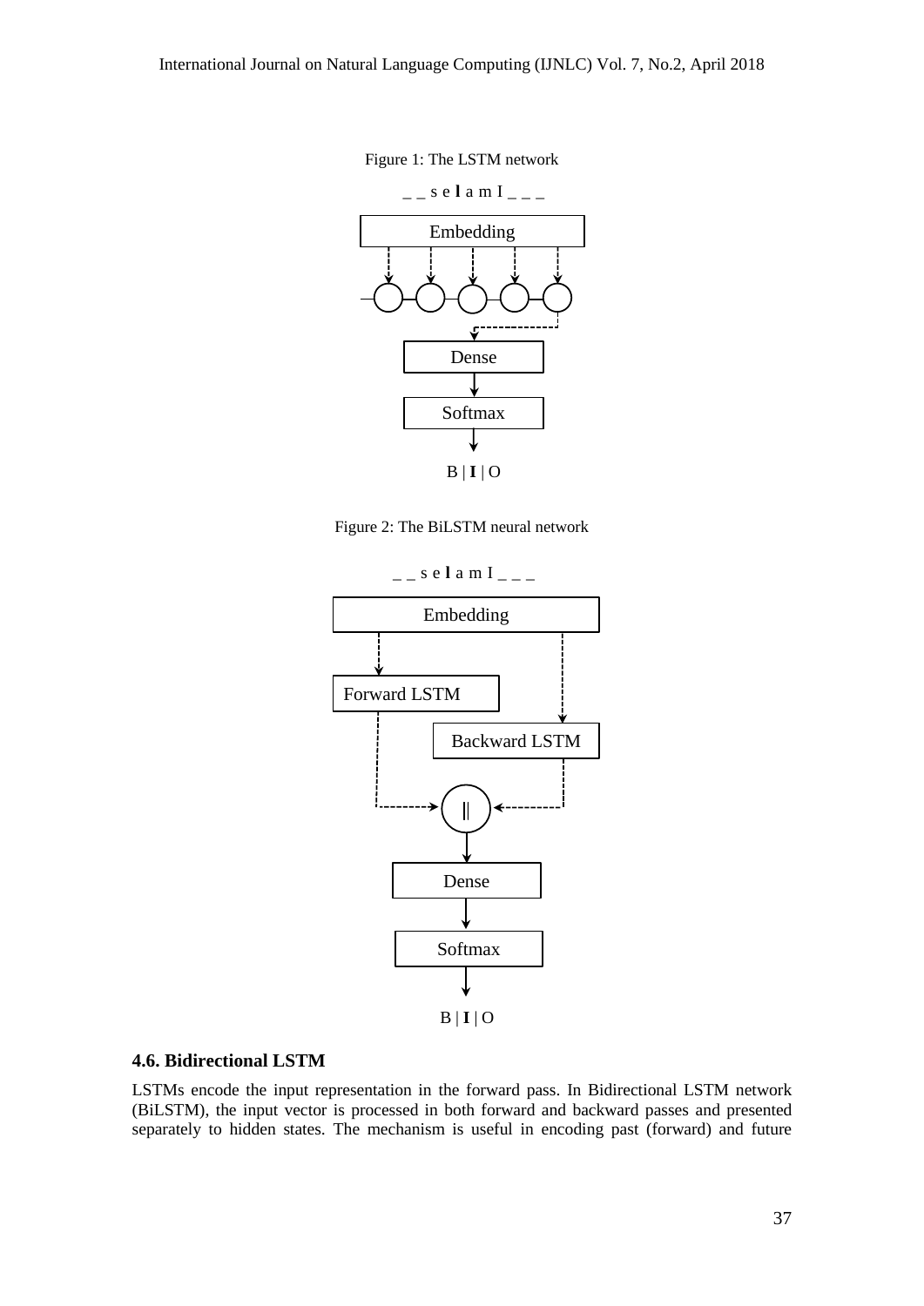Figure 1: The LSTM network

_ _ s e **l** a m I _ _ _

Embedding

Dense

Softmax

B | **I** | O

Figure 2: The BiLSTM neural network

_ _ s e **l** a m I _ _ _

Embedding

Forward LSTM

Backward LSTM

||

Dense

Softmax

B | **I** | O

### 4.6. Bidirectional LSTM

LSTMs encode the input representation in the forward pass. In Bidirectional LSTM network (BiLSTM), the input vector is processed in both forward and backward passes and presented separately to hidden states. The mechanism is useful in encoding past (forward) and future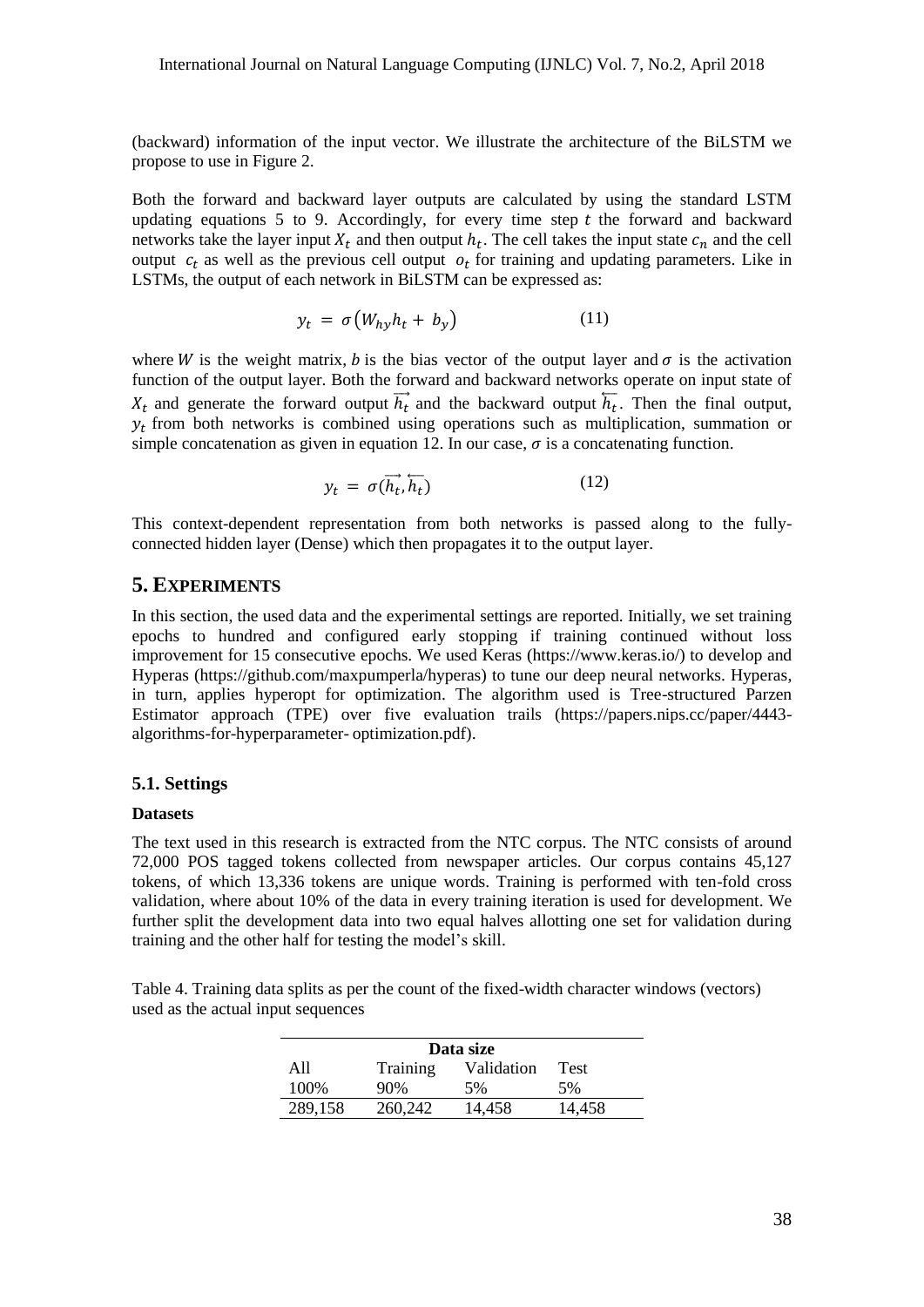(backward) information of the input vector. We illustrate the architecture of the BiLSTM we propose to use in Figure 2.

Both the forward and backward layer outputs are calculated by using the standard LSTM updating equations 5 to 9. Accordingly, for every time step $t$ the forward and backward networks take the layer input $X_t$ and then output $h_t$. The cell takes the input state $c_n$ and the cell output $c_t$ as well as the previous cell output $o_t$ for training and updating parameters. Like in LSTMs, the output of each network in BiLSTM can be expressed as:

$$y_t = \sigma\left(W_{hy}h_t + b_y\right) \qquad (11)$$

where $W$ is the weight matrix, $b$ is the bias vector of the output layer and $\sigma$ is the activation function of the output layer. Both the forward and backward networks operate on input state of $X_t$ and generate the forward output $\overrightarrow{h_t}$ and the backward output $\overleftarrow{h_t}$. Then the final output, $y_t$ from both networks is combined using operations such as multiplication, summation or simple concatenation as given in equation 12. In our case, $\sigma$ is a concatenating function.

$$y_t = \sigma(\overrightarrow{h_t}, \overleftarrow{h_t}) \qquad (12)$$

This context-dependent representation from both networks is passed along to the fully-connected hidden layer (Dense) which then propagates it to the output layer.

## 5. EXPERIMENTS

In this section, the used data and the experimental settings are reported. Initially, we set training epochs to hundred and configured early stopping if training continued without loss improvement for 15 consecutive epochs. We used Keras (https://www.keras.io/) to develop and Hyperas (https://github.com/maxpumperla/hyperas) to tune our deep neural networks. Hyperas, in turn, applies hyperopt for optimization. The algorithm used is Tree-structured Parzen Estimator approach (TPE) over five evaluation trails (https://papers.nips.cc/paper/4443-algorithms-for-hyperparameter- optimization.pdf).

### 5.1. Settings

**Datasets**

The text used in this research is extracted from the NTC corpus. The NTC consists of around 72,000 POS tagged tokens collected from newspaper articles. Our corpus contains 45,127 tokens, of which 13,336 tokens are unique words. Training is performed with ten-fold cross validation, where about 10% of the data in every training iteration is used for development. We further split the development data into two equal halves allotting one set for validation during training and the other half for testing the model's skill.

Table 4. Training data splits as per the count of the fixed-width character windows (vectors) used as the actual input sequences

| Data size | | | |
|---|---|---|---|
| All | Training | Validation | Test |
| 100% | 90% | 5% | 5% |
| 289,158 | 260,242 | 14,458 | 14,458 |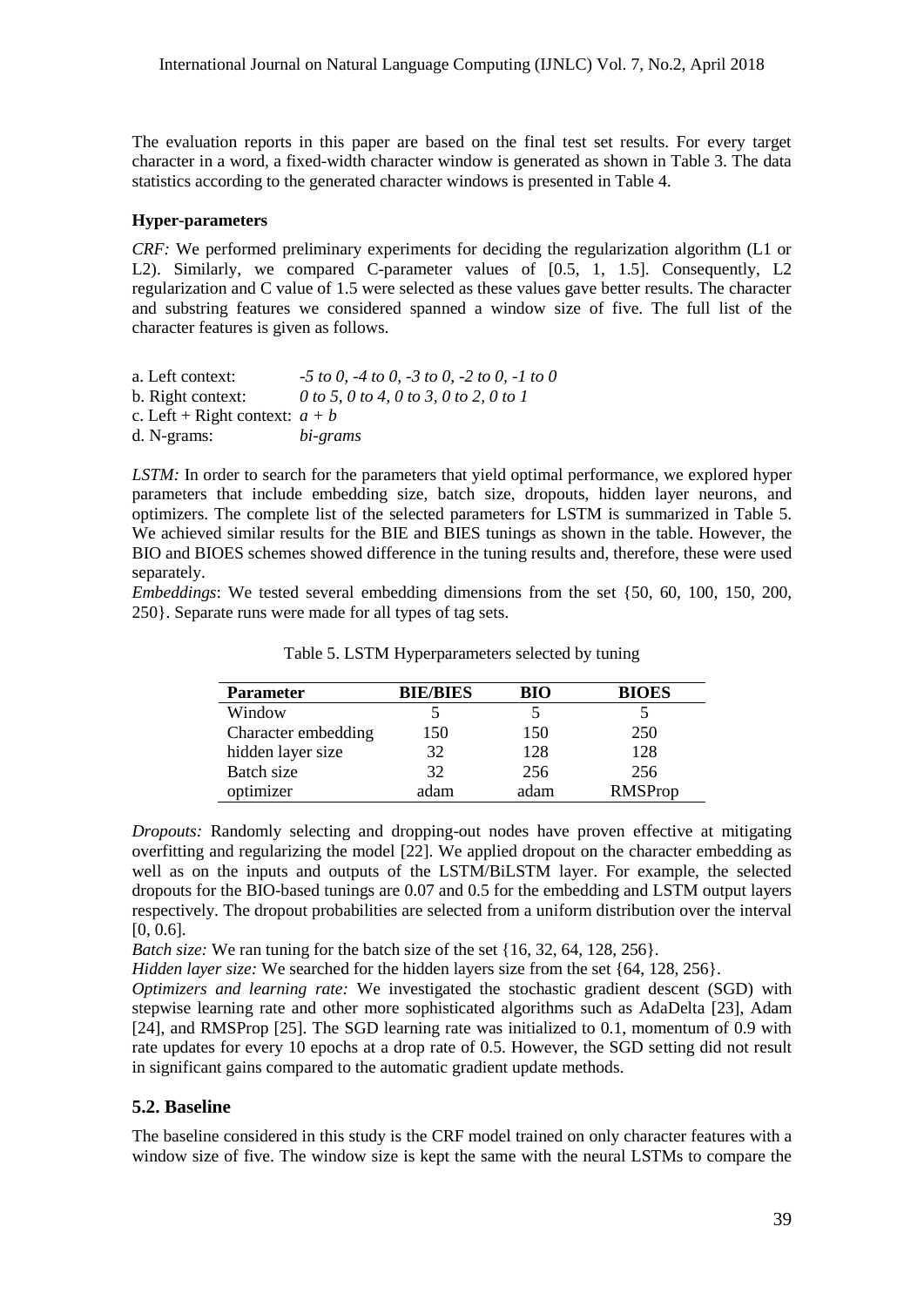The evaluation reports in this paper are based on the final test set results. For every target character in a word, a fixed-width character window is generated as shown in Table 3. The data statistics according to the generated character windows is presented in Table 4.

**Hyper-parameters**

*CRF:* We performed preliminary experiments for deciding the regularization algorithm (L1 or L2). Similarly, we compared C-parameter values of [0.5, 1, 1.5]. Consequently, L2 regularization and C value of 1.5 were selected as these values gave better results. The character and substring features we considered spanned a window size of five. The full list of the character features is given as follows.

a. Left context: *-5 to 0, -4 to 0, -3 to 0, -2 to 0, -1 to 0*
b. Right context: *0 to 5, 0 to 4, 0 to 3, 0 to 2, 0 to 1*
c. Left + Right context: *a + b*
d. N-grams: *bi-grams*

*LSTM:* In order to search for the parameters that yield optimal performance, we explored hyper parameters that include embedding size, batch size, dropouts, hidden layer neurons, and optimizers. The complete list of the selected parameters for LSTM is summarized in Table 5. We achieved similar results for the BIE and BIES tunings as shown in the table. However, the BIO and BIOES schemes showed difference in the tuning results and, therefore, these were used separately.

*Embeddings*: We tested several embedding dimensions from the set {50, 60, 100, 150, 200, 250}. Separate runs were made for all types of tag sets.

Table 5. LSTM Hyperparameters selected by tuning

| Parameter | BIE/BIES | BIO | BIOES |
|---|---|---|---|
| Window | 5 | 5 | 5 |
| Character embedding | 150 | 150 | 250 |
| hidden layer size | 32 | 128 | 128 |
| Batch size | 32 | 256 | 256 |
| optimizer | adam | adam | RMSProp |

*Dropouts:* Randomly selecting and dropping-out nodes have proven effective at mitigating overfitting and regularizing the model [22]. We applied dropout on the character embedding as well as on the inputs and outputs of the LSTM/BiLSTM layer. For example, the selected dropouts for the BIO-based tunings are 0.07 and 0.5 for the embedding and LSTM output layers respectively. The dropout probabilities are selected from a uniform distribution over the interval [0, 0.6].

*Batch size:* We ran tuning for the batch size of the set {16, 32, 64, 128, 256}.

*Hidden layer size:* We searched for the hidden layers size from the set {64, 128, 256}.

*Optimizers and learning rate:* We investigated the stochastic gradient descent (SGD) with stepwise learning rate and other more sophisticated algorithms such as AdaDelta [23], Adam [24], and RMSProp [25]. The SGD learning rate was initialized to 0.1, momentum of 0.9 with rate updates for every 10 epochs at a drop rate of 0.5. However, the SGD setting did not result in significant gains compared to the automatic gradient update methods.

## 5.2. Baseline

The baseline considered in this study is the CRF model trained on only character features with a window size of five. The window size is kept the same with the neural LSTMs to compare the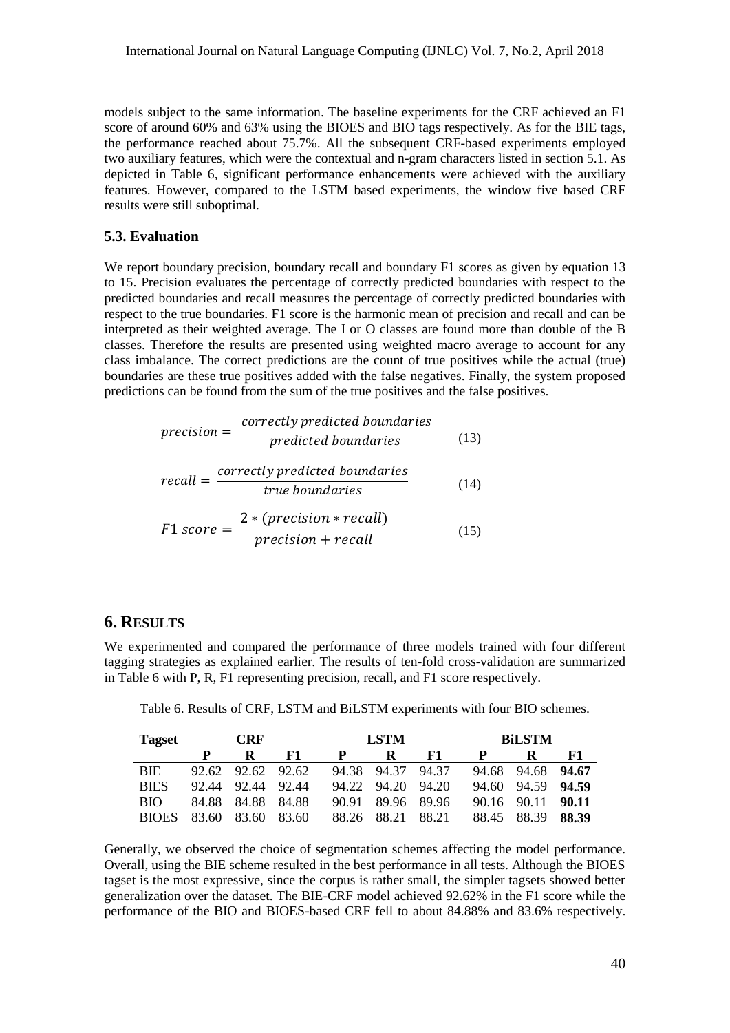models subject to the same information. The baseline experiments for the CRF achieved an F1 score of around 60% and 63% using the BIOES and BIO tags respectively. As for the BIE tags, the performance reached about 75.7%. All the subsequent CRF-based experiments employed two auxiliary features, which were the contextual and n-gram characters listed in section 5.1. As depicted in Table 6, significant performance enhancements were achieved with the auxiliary features. However, compared to the LSTM based experiments, the window five based CRF results were still suboptimal.

### 5.3. Evaluation

We report boundary precision, boundary recall and boundary F1 scores as given by equation 13 to 15. Precision evaluates the percentage of correctly predicted boundaries with respect to the predicted boundaries and recall measures the percentage of correctly predicted boundaries with respect to the true boundaries. F1 score is the harmonic mean of precision and recall and can be interpreted as their weighted average. The I or O classes are found more than double of the B classes. Therefore the results are presented using weighted macro average to account for any class imbalance. The correct predictions are the count of true positives while the actual (true) boundaries are these true positives added with the false negatives. Finally, the system proposed predictions can be found from the sum of the true positives and the false positives.

$$precision = \frac{correctly\ predicted\ boundaries}{predicted\ boundaries} \tag{13}$$

$$recall = \frac{correctly\ predicted\ boundaries}{true\ boundaries} \tag{14}$$

$$F1\ score = \frac{2 * (precision * recall)}{precision + recall} \tag{15}$$

## 6. Results

We experimented and compared the performance of three models trained with four different tagging strategies as explained earlier. The results of ten-fold cross-validation are summarized in Table 6 with P, R, F1 representing precision, recall, and F1 score respectively.

Table 6. Results of CRF, LSTM and BiLSTM experiments with four BIO schemes.

| Tagset | CRF | | | LSTM | | | BiLSTM | | |
|---|---|---|---|---|---|---|---|---|---|
| | P | R | F1 | P | R | F1 | P | R | F1 |
| BIE | 92.62 | 92.62 | 92.62 | 94.38 | 94.37 | 94.37 | 94.68 | 94.68 | **94.67** |
| BIES | 92.44 | 92.44 | 92.44 | 94.22 | 94.20 | 94.20 | 94.60 | 94.59 | **94.59** |
| BIO | 84.88 | 84.88 | 84.88 | 90.91 | 89.96 | 89.96 | 90.16 | 90.11 | **90.11** |
| BIOES | 83.60 | 83.60 | 83.60 | 88.26 | 88.21 | 88.21 | 88.45 | 88.39 | **88.39** |

Generally, we observed the choice of segmentation schemes affecting the model performance. Overall, using the BIE scheme resulted in the best performance in all tests. Although the BIOES tagset is the most expressive, since the corpus is rather small, the simpler tagsets showed better generalization over the dataset. The BIE-CRF model achieved 92.62% in the F1 score while the performance of the BIO and BIOES-based CRF fell to about 84.88% and 83.6% respectively.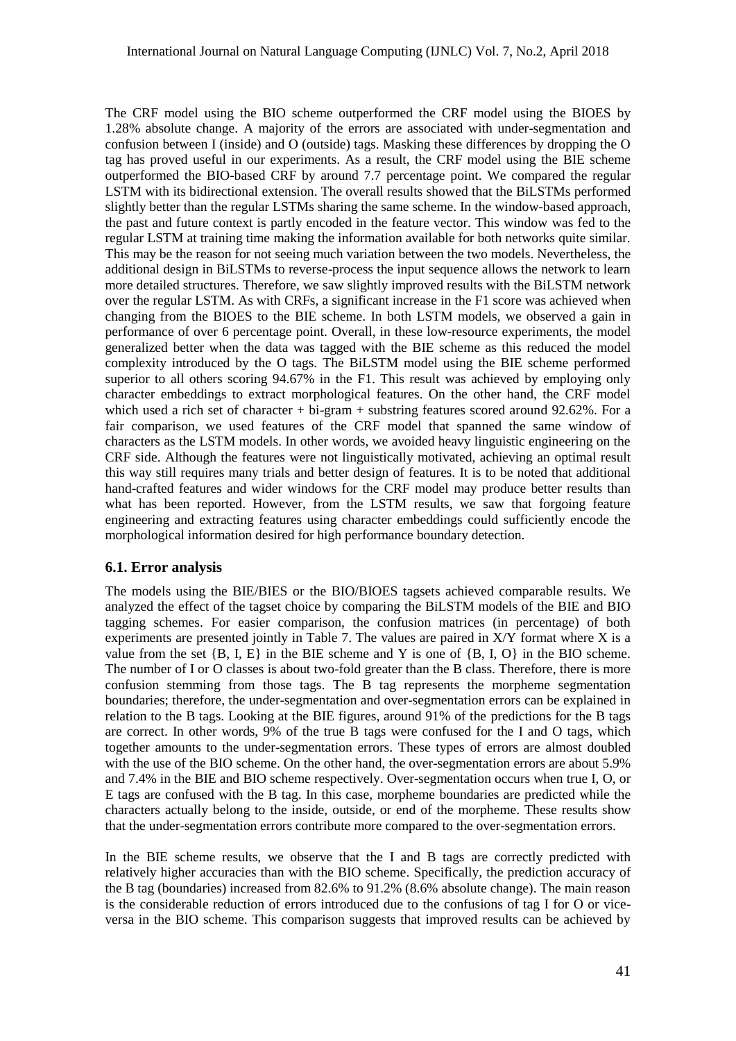The CRF model using the BIO scheme outperformed the CRF model using the BIOES by 1.28% absolute change. A majority of the errors are associated with under-segmentation and confusion between I (inside) and O (outside) tags. Masking these differences by dropping the O tag has proved useful in our experiments. As a result, the CRF model using the BIE scheme outperformed the BIO-based CRF by around 7.7 percentage point. We compared the regular LSTM with its bidirectional extension. The overall results showed that the BiLSTMs performed slightly better than the regular LSTMs sharing the same scheme. In the window-based approach, the past and future context is partly encoded in the feature vector. This window was fed to the regular LSTM at training time making the information available for both networks quite similar. This may be the reason for not seeing much variation between the two models. Nevertheless, the additional design in BiLSTMs to reverse-process the input sequence allows the network to learn more detailed structures. Therefore, we saw slightly improved results with the BiLSTM network over the regular LSTM. As with CRFs, a significant increase in the F1 score was achieved when changing from the BIOES to the BIE scheme. In both LSTM models, we observed a gain in performance of over 6 percentage point. Overall, in these low-resource experiments, the model generalized better when the data was tagged with the BIE scheme as this reduced the model complexity introduced by the O tags. The BiLSTM model using the BIE scheme performed superior to all others scoring 94.67% in the F1. This result was achieved by employing only character embeddings to extract morphological features. On the other hand, the CRF model which used a rich set of character + bi-gram + substring features scored around 92.62%. For a fair comparison, we used features of the CRF model that spanned the same window of characters as the LSTM models. In other words, we avoided heavy linguistic engineering on the CRF side. Although the features were not linguistically motivated, achieving an optimal result this way still requires many trials and better design of features. It is to be noted that additional hand-crafted features and wider windows for the CRF model may produce better results than what has been reported. However, from the LSTM results, we saw that forgoing feature engineering and extracting features using character embeddings could sufficiently encode the morphological information desired for high performance boundary detection.

### 6.1. Error analysis

The models using the BIE/BIES or the BIO/BIOES tagsets achieved comparable results. We analyzed the effect of the tagset choice by comparing the BiLSTM models of the BIE and BIO tagging schemes. For easier comparison, the confusion matrices (in percentage) of both experiments are presented jointly in Table 7. The values are paired in X/Y format where X is a value from the set {B, I, E} in the BIE scheme and Y is one of {B, I, O} in the BIO scheme. The number of I or O classes is about two-fold greater than the B class. Therefore, there is more confusion stemming from those tags. The B tag represents the morpheme segmentation boundaries; therefore, the under-segmentation and over-segmentation errors can be explained in relation to the B tags. Looking at the BIE figures, around 91% of the predictions for the B tags are correct. In other words, 9% of the true B tags were confused for the I and O tags, which together amounts to the under-segmentation errors. These types of errors are almost doubled with the use of the BIO scheme. On the other hand, the over-segmentation errors are about 5.9% and 7.4% in the BIE and BIO scheme respectively. Over-segmentation occurs when true I, O, or E tags are confused with the B tag. In this case, morpheme boundaries are predicted while the characters actually belong to the inside, outside, or end of the morpheme. These results show that the under-segmentation errors contribute more compared to the over-segmentation errors.

In the BIE scheme results, we observe that the I and B tags are correctly predicted with relatively higher accuracies than with the BIO scheme. Specifically, the prediction accuracy of the B tag (boundaries) increased from 82.6% to 91.2% (8.6% absolute change). The main reason is the considerable reduction of errors introduced due to the confusions of tag I for O or vice-versa in the BIO scheme. This comparison suggests that improved results can be achieved by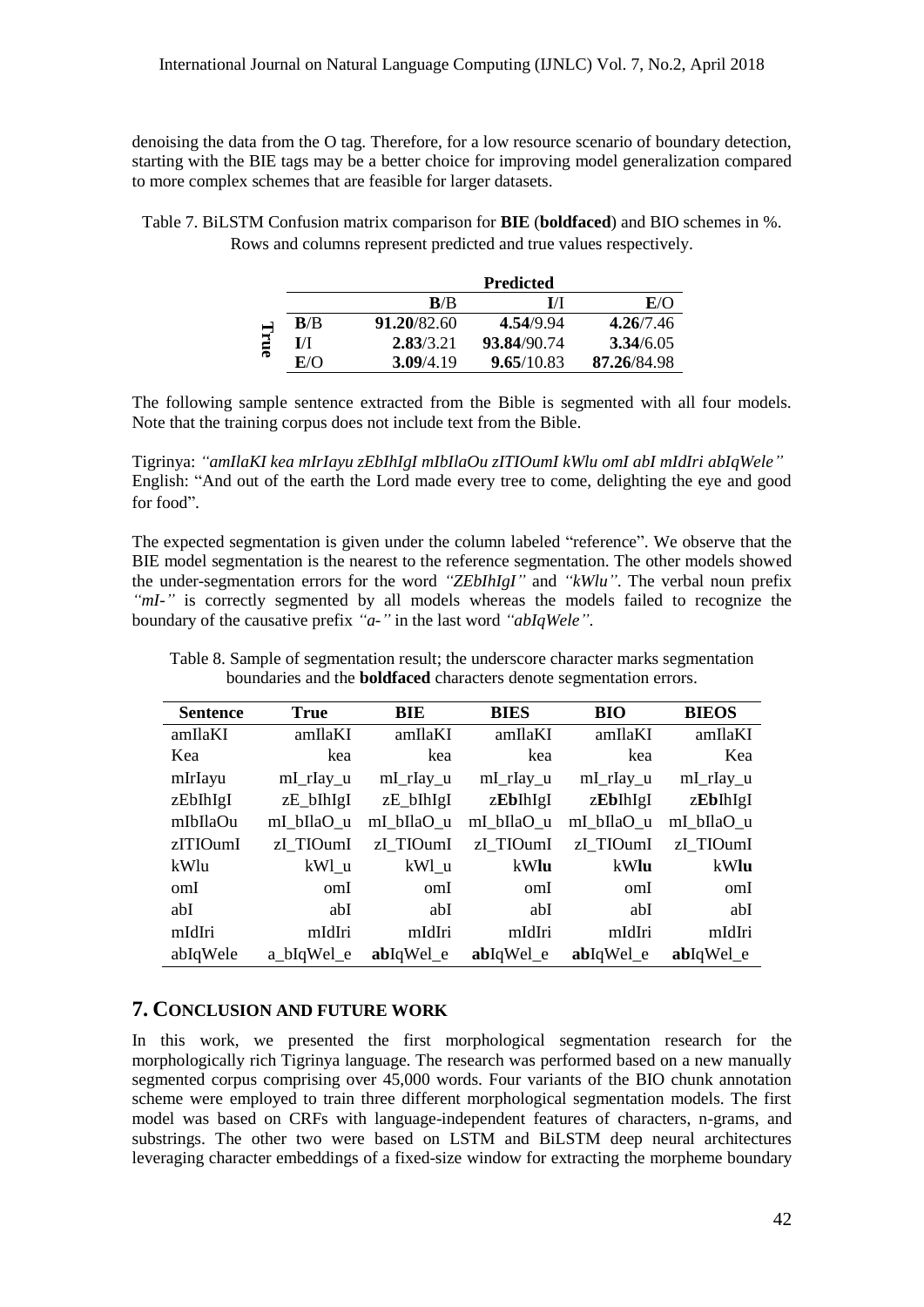denoising the data from the O tag. Therefore, for a low resource scenario of boundary detection, starting with the BIE tags may be a better choice for improving model generalization compared to more complex schemes that are feasible for larger datasets.

Table 7. BiLSTM Confusion matrix comparison for **BIE** (**boldfaced**) and BIO schemes in %. Rows and columns represent predicted and true values respectively.

| | | Predicted | | |
|---|---|---|---|---|
| | | **B**/B | **I**/I | **E**/O |
| True | **B**/B | **91.20**/82.60 | **4.54**/9.94 | **4.26**/7.46 |
| | **I**/I | **2.83**/3.21 | **93.84**/90.74 | **3.34**/6.05 |
| | **E**/O | **3.09**/4.19 | **9.65**/10.83 | **87.26**/84.98 |

The following sample sentence extracted from the Bible is segmented with all four models. Note that the training corpus does not include text from the Bible.

Tigrinya: *"amIlaKI kea mIrIayu zEbIhIgI mIbIlaOu zITIOumI kWlu omI abI mIdIri abIqWele"*
English: "And out of the earth the Lord made every tree to come, delighting the eye and good for food".

The expected segmentation is given under the column labeled "reference". We observe that the BIE model segmentation is the nearest to the reference segmentation. The other models showed the under-segmentation errors for the word *"ZEbIhIgI"* and *"kWlu"*. The verbal noun prefix *"mI-"* is correctly segmented by all models whereas the models failed to recognize the boundary of the causative prefix *"a-"* in the last word *"abIqWele"*.

Table 8. Sample of segmentation result; the underscore character marks segmentation boundaries and the **boldfaced** characters denote segmentation errors.

| Sentence | True | BIE | BIES | BIO | BIEOS |
|---|---|---|---|---|---|
| amIlaKI | amIlaKI | amIlaKI | amIlaKI | amIlaKI | amIlaKI |
| Kea | kea | kea | kea | kea | Kea |
| mIrIayu | mI_rIay_u | mI_rIay_u | mI_rIay_u | mI_rIay_u | mI_rIay_u |
| zEbIhIgI | zE_bIhIgI | zE_bIhIgI | z**Eb**IhIgI | z**Eb**IhIgI | z**Eb**IhIgI |
| mIbIlaOu | mI_bIlaO_u | mI_bIlaO_u | mI_bIlaO_u | mI_bIlaO_u | mI_bIlaO_u |
| zITIOumI | zI_TIOumI | zI_TIOumI | zI_TIOumI | zI_TIOumI | zI_TIOumI |
| kWlu | kWl_u | kWl_u | kW**lu** | kW**lu** | kW**lu** |
| omI | omI | omI | omI | omI | omI |
| abI | abI | abI | abI | abI | abI |
| mIdIri | mIdIri | mIdIri | mIdIri | mIdIri | mIdIri |
| abIqWele | a_bIqWel_e | **ab**IqWel_e | **ab**IqWel_e | **ab**IqWel_e | **ab**IqWel_e |

## 7. Conclusion and Future Work

In this work, we presented the first morphological segmentation research for the morphologically rich Tigrinya language. The research was performed based on a new manually segmented corpus comprising over 45,000 words. Four variants of the BIO chunk annotation scheme were employed to train three different morphological segmentation models. The first model was based on CRFs with language-independent features of characters, n-grams, and substrings. The other two were based on LSTM and BiLSTM deep neural architectures leveraging character embeddings of a fixed-size window for extracting the morpheme boundary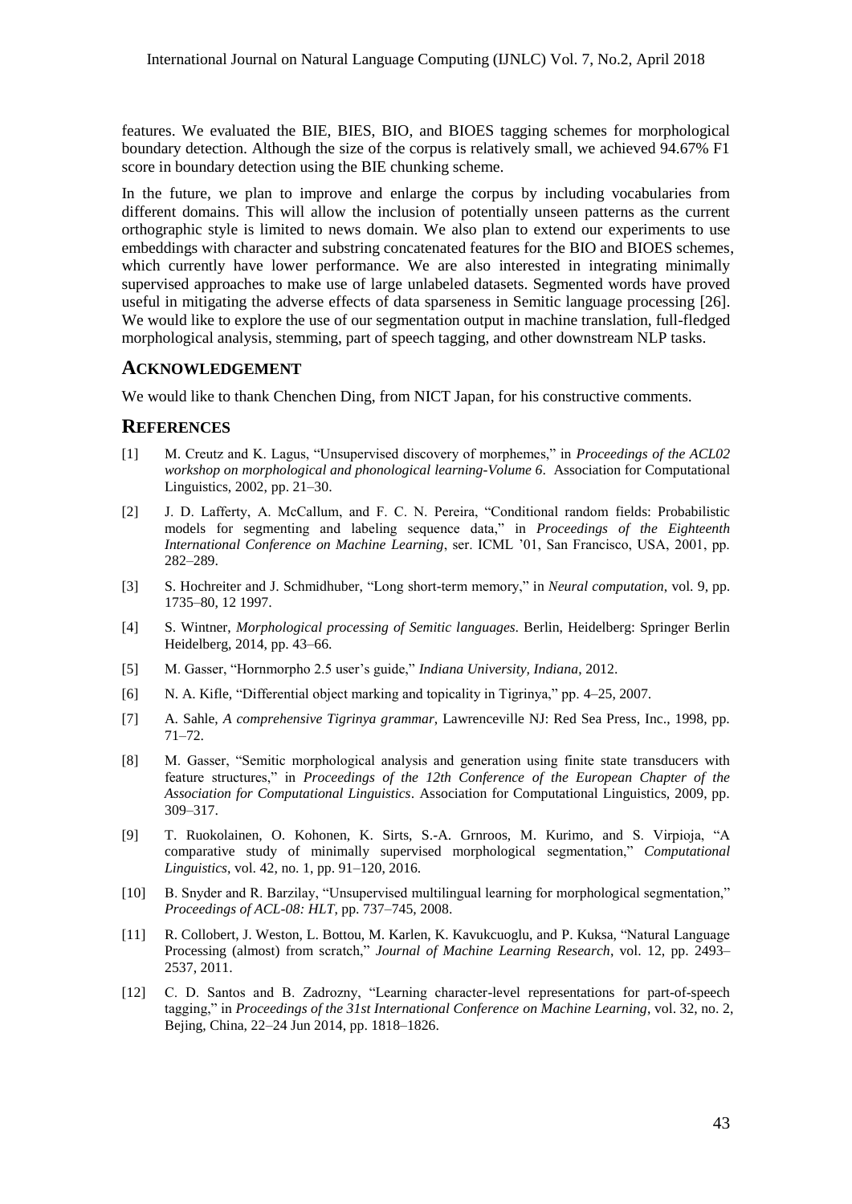features. We evaluated the BIE, BIES, BIO, and BIOES tagging schemes for morphological boundary detection. Although the size of the corpus is relatively small, we achieved 94.67% F1 score in boundary detection using the BIE chunking scheme.

In the future, we plan to improve and enlarge the corpus by including vocabularies from different domains. This will allow the inclusion of potentially unseen patterns as the current orthographic style is limited to news domain. We also plan to extend our experiments to use embeddings with character and substring concatenated features for the BIO and BIOES schemes, which currently have lower performance. We are also interested in integrating minimally supervised approaches to make use of large unlabeled datasets. Segmented words have proved useful in mitigating the adverse effects of data sparseness in Semitic language processing [26]. We would like to explore the use of our segmentation output in machine translation, full-fledged morphological analysis, stemming, part of speech tagging, and other downstream NLP tasks.

## ACKNOWLEDGEMENT

We would like to thank Chenchen Ding, from NICT Japan, for his constructive comments.

## REFERENCES

[1] M. Creutz and K. Lagus, "Unsupervised discovery of morphemes," in *Proceedings of the ACL02 workshop on morphological and phonological learning-Volume 6*. Association for Computational Linguistics, 2002, pp. 21–30.

[2] J. D. Lafferty, A. McCallum, and F. C. N. Pereira, "Conditional random fields: Probabilistic models for segmenting and labeling sequence data," in *Proceedings of the Eighteenth International Conference on Machine Learning*, ser. ICML '01, San Francisco, USA, 2001, pp. 282–289.

[3] S. Hochreiter and J. Schmidhuber, "Long short-term memory," in *Neural computation*, vol. 9, pp. 1735–80, 12 1997.

[4] S. Wintner, *Morphological processing of Semitic languages*. Berlin, Heidelberg: Springer Berlin Heidelberg, 2014, pp. 43–66.

[5] M. Gasser, "Hornmorpho 2.5 user's guide," *Indiana University, Indiana*, 2012.

[6] N. A. Kifle, "Differential object marking and topicality in Tigrinya," pp. 4–25, 2007.

[7] A. Sahle, *A comprehensive Tigrinya grammar*, Lawrenceville NJ: Red Sea Press, Inc., 1998, pp. 71–72.

[8] M. Gasser, "Semitic morphological analysis and generation using finite state transducers with feature structures," in *Proceedings of the 12th Conference of the European Chapter of the Association for Computational Linguistics*. Association for Computational Linguistics, 2009, pp. 309–317.

[9] T. Ruokolainen, O. Kohonen, K. Sirts, S.-A. Grnroos, M. Kurimo, and S. Virpioja, "A comparative study of minimally supervised morphological segmentation," *Computational Linguistics*, vol. 42, no. 1, pp. 91–120, 2016.

[10] B. Snyder and R. Barzilay, "Unsupervised multilingual learning for morphological segmentation," *Proceedings of ACL-08: HLT*, pp. 737–745, 2008.

[11] R. Collobert, J. Weston, L. Bottou, M. Karlen, K. Kavukcuoglu, and P. Kuksa, "Natural Language Processing (almost) from scratch," *Journal of Machine Learning Research*, vol. 12, pp. 2493–2537, 2011.

[12] C. D. Santos and B. Zadrozny, "Learning character-level representations for part-of-speech tagging," in *Proceedings of the 31st International Conference on Machine Learning*, vol. 32, no. 2, Bejing, China, 22–24 Jun 2014, pp. 1818–1826.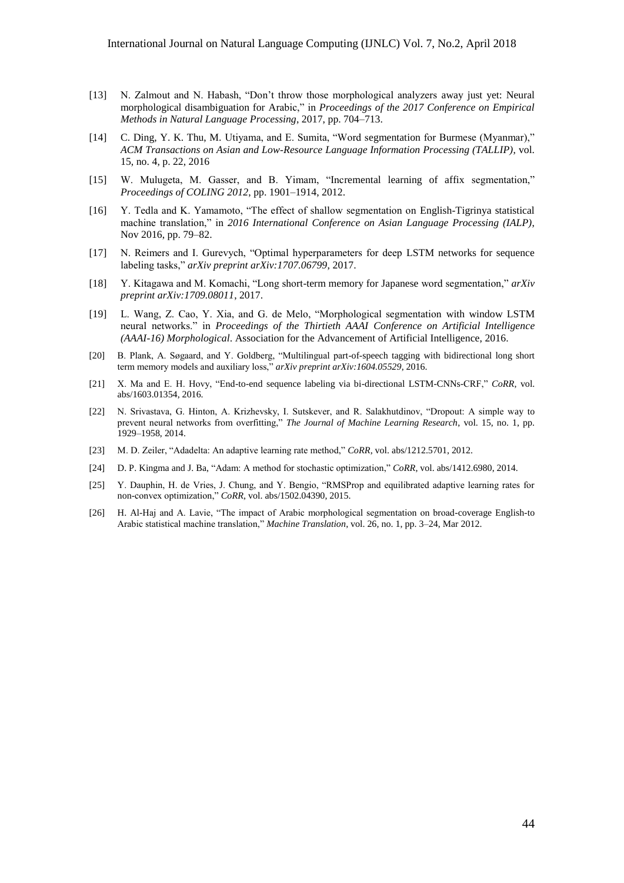[13] N. Zalmout and N. Habash, “Don’t throw those morphological analyzers away just yet: Neural morphological disambiguation for Arabic,” in *Proceedings of the 2017 Conference on Empirical Methods in Natural Language Processing*, 2017, pp. 704–713.

[14] C. Ding, Y. K. Thu, M. Utiyama, and E. Sumita, “Word segmentation for Burmese (Myanmar),” *ACM Transactions on Asian and Low-Resource Language Information Processing (TALLIP)*, vol. 15, no. 4, p. 22, 2016

[15] W. Mulugeta, M. Gasser, and B. Yimam, “Incremental learning of affix segmentation,” *Proceedings of COLING 2012*, pp. 1901–1914, 2012.

[16] Y. Tedla and K. Yamamoto, “The effect of shallow segmentation on English-Tigrinya statistical machine translation,” in *2016 International Conference on Asian Language Processing (IALP)*, Nov 2016, pp. 79–82.

[17] N. Reimers and I. Gurevych, “Optimal hyperparameters for deep LSTM networks for sequence labeling tasks,” *arXiv preprint arXiv:1707.06799*, 2017.

[18] Y. Kitagawa and M. Komachi, “Long short-term memory for Japanese word segmentation,” *arXiv preprint arXiv:1709.08011*, 2017.

[19] L. Wang, Z. Cao, Y. Xia, and G. de Melo, “Morphological segmentation with window LSTM neural networks.” in *Proceedings of the Thirtieth AAAI Conference on Artificial Intelligence (AAAI-16) Morphological*. Association for the Advancement of Artificial Intelligence, 2016.

[20] B. Plank, A. Søgaard, and Y. Goldberg, “Multilingual part-of-speech tagging with bidirectional long short term memory models and auxiliary loss,” *arXiv preprint arXiv:1604.05529*, 2016.

[21] X. Ma and E. H. Hovy, “End-to-end sequence labeling via bi-directional LSTM-CNNs-CRF,” *CoRR*, vol. abs/1603.01354, 2016.

[22] N. Srivastava, G. Hinton, A. Krizhevsky, I. Sutskever, and R. Salakhutdinov, “Dropout: A simple way to prevent neural networks from overfitting,” *The Journal of Machine Learning Research*, vol. 15, no. 1, pp. 1929–1958, 2014.

[23] M. D. Zeiler, “Adadelta: An adaptive learning rate method,” *CoRR*, vol. abs/1212.5701, 2012.

[24] D. P. Kingma and J. Ba, “Adam: A method for stochastic optimization,” *CoRR*, vol. abs/1412.6980, 2014.

[25] Y. Dauphin, H. de Vries, J. Chung, and Y. Bengio, “RMSProp and equilibrated adaptive learning rates for non-convex optimization,” *CoRR*, vol. abs/1502.04390, 2015.

[26] H. Al-Haj and A. Lavie, “The impact of Arabic morphological segmentation on broad-coverage English-to Arabic statistical machine translation,” *Machine Translation*, vol. 26, no. 1, pp. 3–24, Mar 2012.